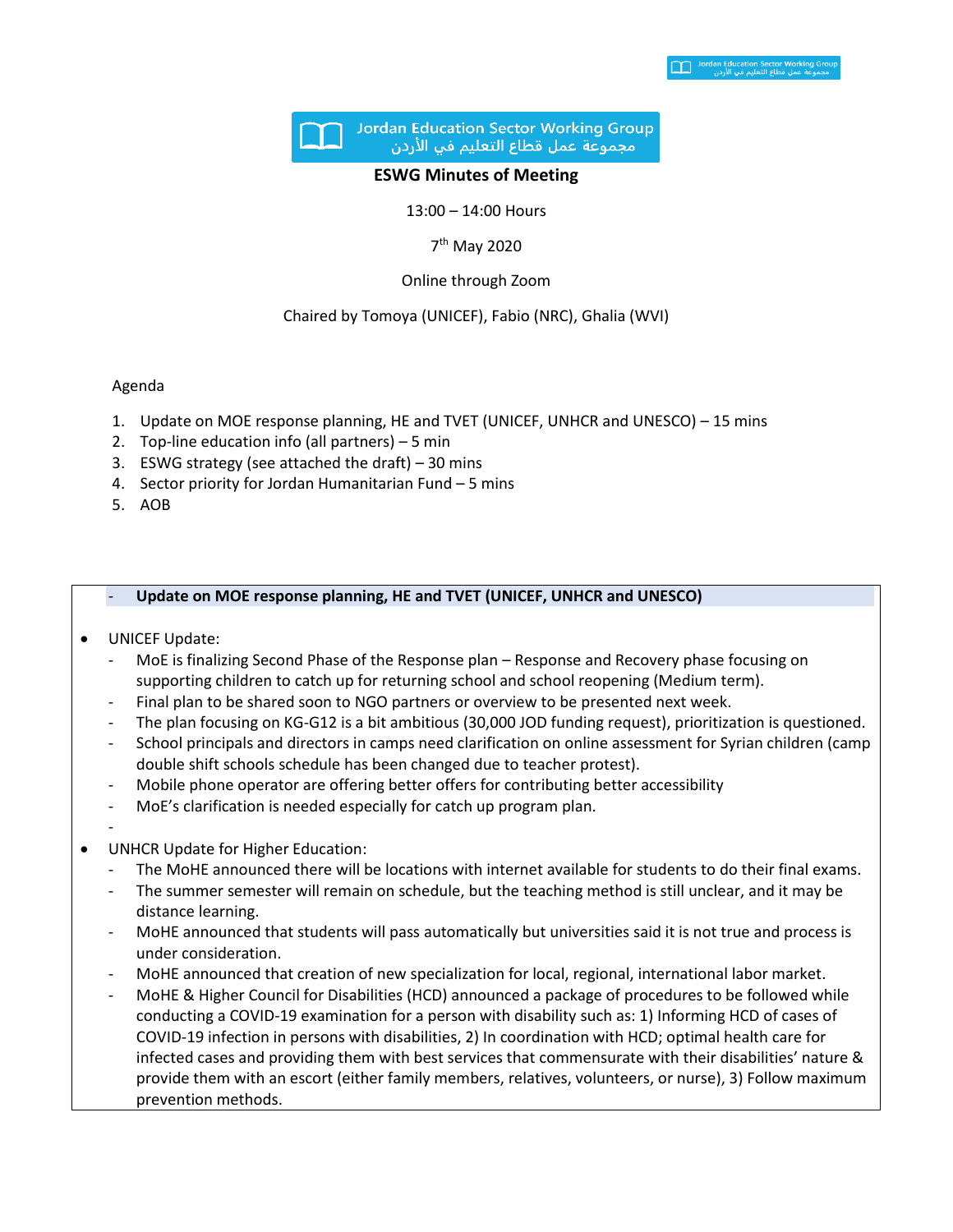Jordan Education Sector Working Group
مجموعة عمل قطاع التعليم في الأردن

**ESWG Minutes of Meeting**

13:00 – 14:00 Hours

7th May 2020

Online through Zoom

Chaired by Tomoya (UNICEF), Fabio (NRC), Ghalia (WVI)

Agenda

1. Update on MOE response planning, HE and TVET (UNICEF, UNHCR and UNESCO) – 15 mins
2. Top-line education info (all partners) – 5 min
3. ESWG strategy (see attached the draft) – 30 mins
4. Sector priority for Jordan Humanitarian Fund – 5 mins
5. AOB

- **Update on MOE response planning, HE and TVET (UNICEF, UNHCR and UNESCO)**

- UNICEF Update:
  - MoE is finalizing Second Phase of the Response plan – Response and Recovery phase focusing on supporting children to catch up for returning school and school reopening (Medium term).
  - Final plan to be shared soon to NGO partners or overview to be presented next week.
  - The plan focusing on KG-G12 is a bit ambitious (30,000 JOD funding request), prioritization is questioned.
  - School principals and directors in camps need clarification on online assessment for Syrian children (camp double shift schools schedule has been changed due to teacher protest).
  - Mobile phone operator are offering better offers for contributing better accessibility
  - MoE's clarification is needed especially for catch up program plan.
  -
- UNHCR Update for Higher Education:
  - The MoHE announced there will be locations with internet available for students to do their final exams.
  - The summer semester will remain on schedule, but the teaching method is still unclear, and it may be distance learning.
  - MoHE announced that students will pass automatically but universities said it is not true and process is under consideration.
  - MoHE announced that creation of new specialization for local, regional, international labor market.
  - MoHE & Higher Council for Disabilities (HCD) announced a package of procedures to be followed while conducting a COVID-19 examination for a person with disability such as: 1) Informing HCD of cases of COVID-19 infection in persons with disabilities, 2) In coordination with HCD; optimal health care for infected cases and providing them with best services that commensurate with their disabilities' nature & provide them with an escort (either family members, relatives, volunteers, or nurse), 3) Follow maximum prevention methods.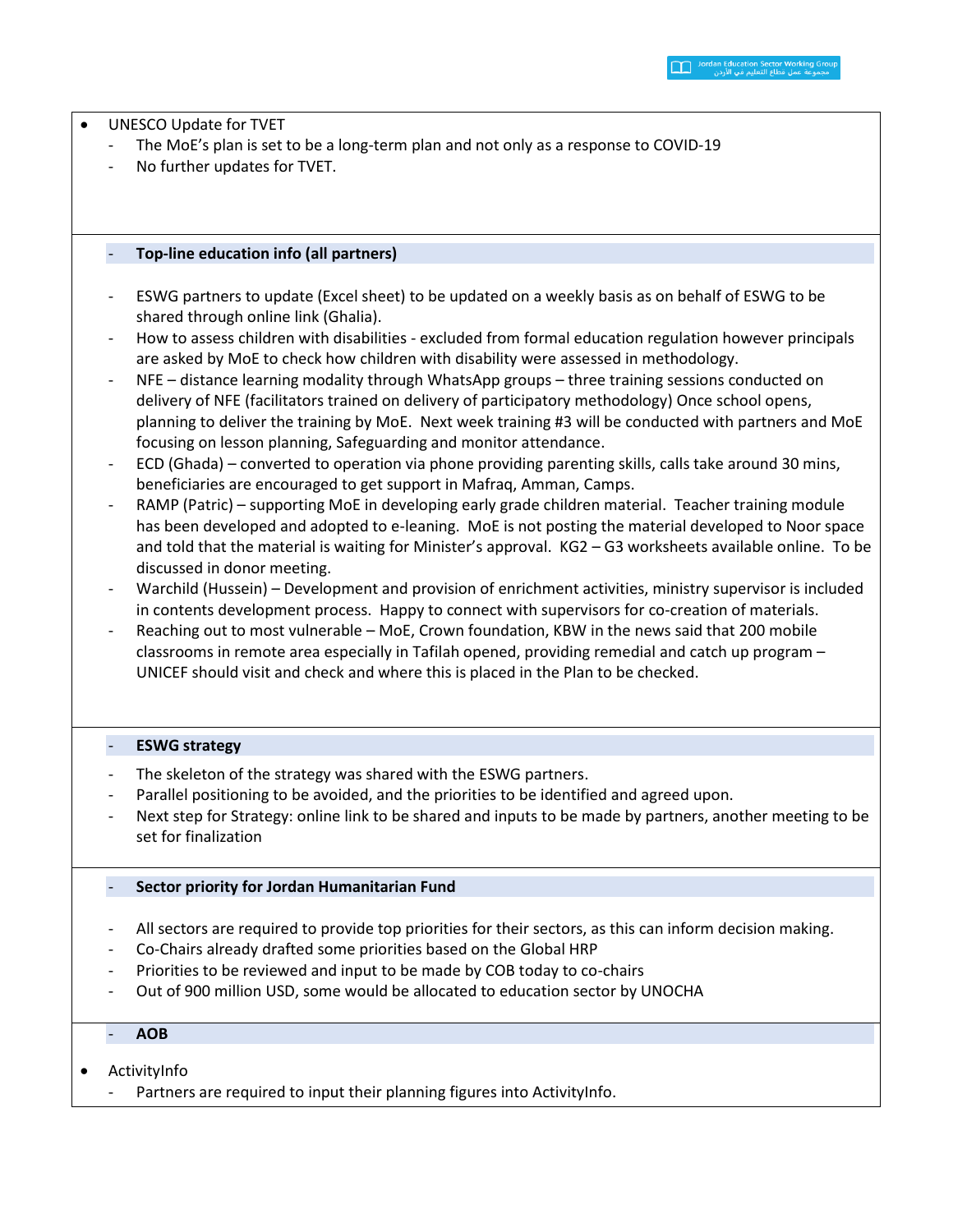- UNESCO Update for TVET
  - The MoE's plan is set to be a long-term plan and not only as a response to COVID-19
  - No further updates for TVET.

**Top-line education info (all partners)**

- ESWG partners to update (Excel sheet) to be updated on a weekly basis as on behalf of ESWG to be shared through online link (Ghalia).
- How to assess children with disabilities - excluded from formal education regulation however principals are asked by MoE to check how children with disability were assessed in methodology.
- NFE – distance learning modality through WhatsApp groups – three training sessions conducted on delivery of NFE (facilitators trained on delivery of participatory methodology) Once school opens, planning to deliver the training by MoE. Next week training #3 will be conducted with partners and MoE focusing on lesson planning, Safeguarding and monitor attendance.
- ECD (Ghada) – converted to operation via phone providing parenting skills, calls take around 30 mins, beneficiaries are encouraged to get support in Mafraq, Amman, Camps.
- RAMP (Patric) – supporting MoE in developing early grade children material. Teacher training module has been developed and adopted to e-leaning. MoE is not posting the material developed to Noor space and told that the material is waiting for Minister's approval. KG2 – G3 worksheets available online. To be discussed in donor meeting.
- Warchild (Hussein) – Development and provision of enrichment activities, ministry supervisor is included in contents development process. Happy to connect with supervisors for co-creation of materials.
- Reaching out to most vulnerable – MoE, Crown foundation, KBW in the news said that 200 mobile classrooms in remote area especially in Tafilah opened, providing remedial and catch up program – UNICEF should visit and check and where this is placed in the Plan to be checked.

**ESWG strategy**

- The skeleton of the strategy was shared with the ESWG partners.
- Parallel positioning to be avoided, and the priorities to be identified and agreed upon.
- Next step for Strategy: online link to be shared and inputs to be made by partners, another meeting to be set for finalization

**Sector priority for Jordan Humanitarian Fund**

- All sectors are required to provide top priorities for their sectors, as this can inform decision making.
- Co-Chairs already drafted some priorities based on the Global HRP
- Priorities to be reviewed and input to be made by COB today to co-chairs
- Out of 900 million USD, some would be allocated to education sector by UNOCHA

**AOB**

- ActivityInfo
  - Partners are required to input their planning figures into ActivityInfo.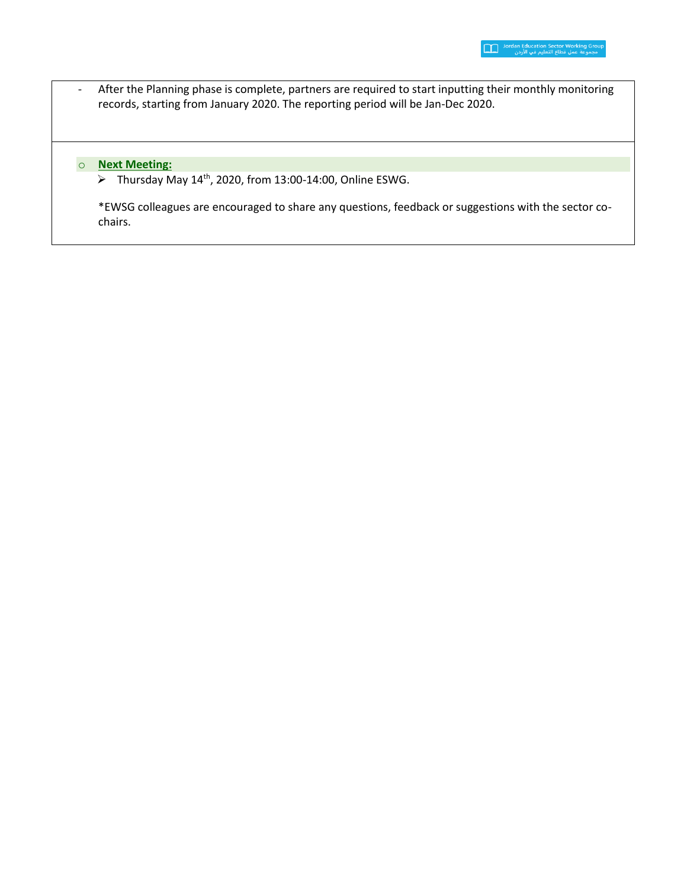- After the Planning phase is complete, partners are required to start inputting their monthly monitoring records, starting from January 2020. The reporting period will be Jan-Dec 2020.

- **Next Meeting:**
  - Thursday May 14th, 2020, from 13:00-14:00, Online ESWG.

  *EWSG colleagues are encouraged to share any questions, feedback or suggestions with the sector co-chairs.